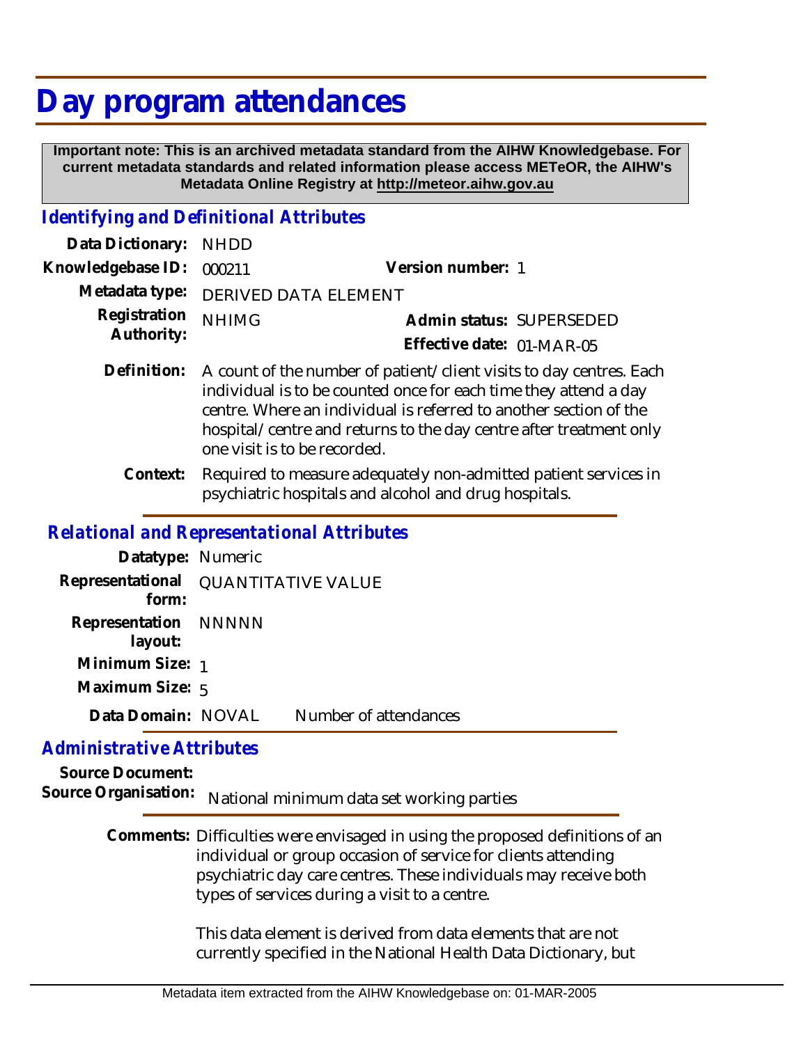# Day program attendances

**Important note: This is an archived metadata standard from the AIHW Knowledgebase. For current metadata standards and related information please access METeOR, the AIHW's Metadata Online Registry at http://meteor.aihw.gov.au**

## *Identifying and Definitional Attributes*

**Data Dictionary:** NHDD

**Knowledgebase ID:** 000211 **Version number:** 1

**Metadata type:** DERIVED DATA ELEMENT

**Registration Authority:** NHIMG **Admin status:** SUPERSEDED

**Effective date:** 01-MAR-05

**Definition:** A count of the number of patient/client visits to day centres. Each individual is to be counted once for each time they attend a day centre. Where an individual is referred to another section of the hospital/centre and returns to the day centre after treatment only one visit is to be recorded.

**Context:** Required to measure adequately non-admitted patient services in psychiatric hospitals and alcohol and drug hospitals.

## *Relational and Representational Attributes*

**Datatype:** Numeric

**Representational form:** QUANTITATIVE VALUE

**Representation layout:** NNNNN

**Minimum Size:** 1

**Maximum Size:** 5

**Data Domain:** NOVAL Number of attendances

## *Administrative Attributes*

**Source Document:**

**Source Organisation:** National minimum data set working parties

**Comments:** Difficulties were envisaged in using the proposed definitions of an individual or group occasion of service for clients attending psychiatric day care centres. These individuals may receive both types of services during a visit to a centre.

This data element is derived from data elements that are not currently specified in the National Health Data Dictionary, but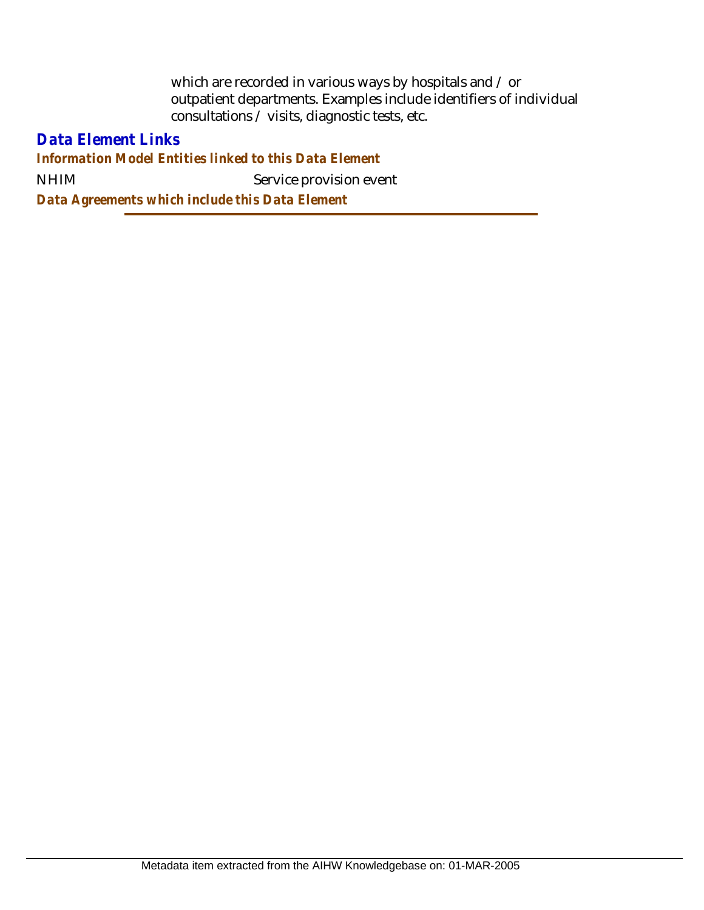which are recorded in various ways by hospitals and / or outpatient departments. Examples include identifiers of individual consultations / visits, diagnostic tests, etc.

## Data Element Links

### *Information Model Entities linked to this Data Element*

NHIM Service provision event

### *Data Agreements which include this Data Element*

Metadata item extracted from the AIHW Knowledgebase on: 01-MAR-2005